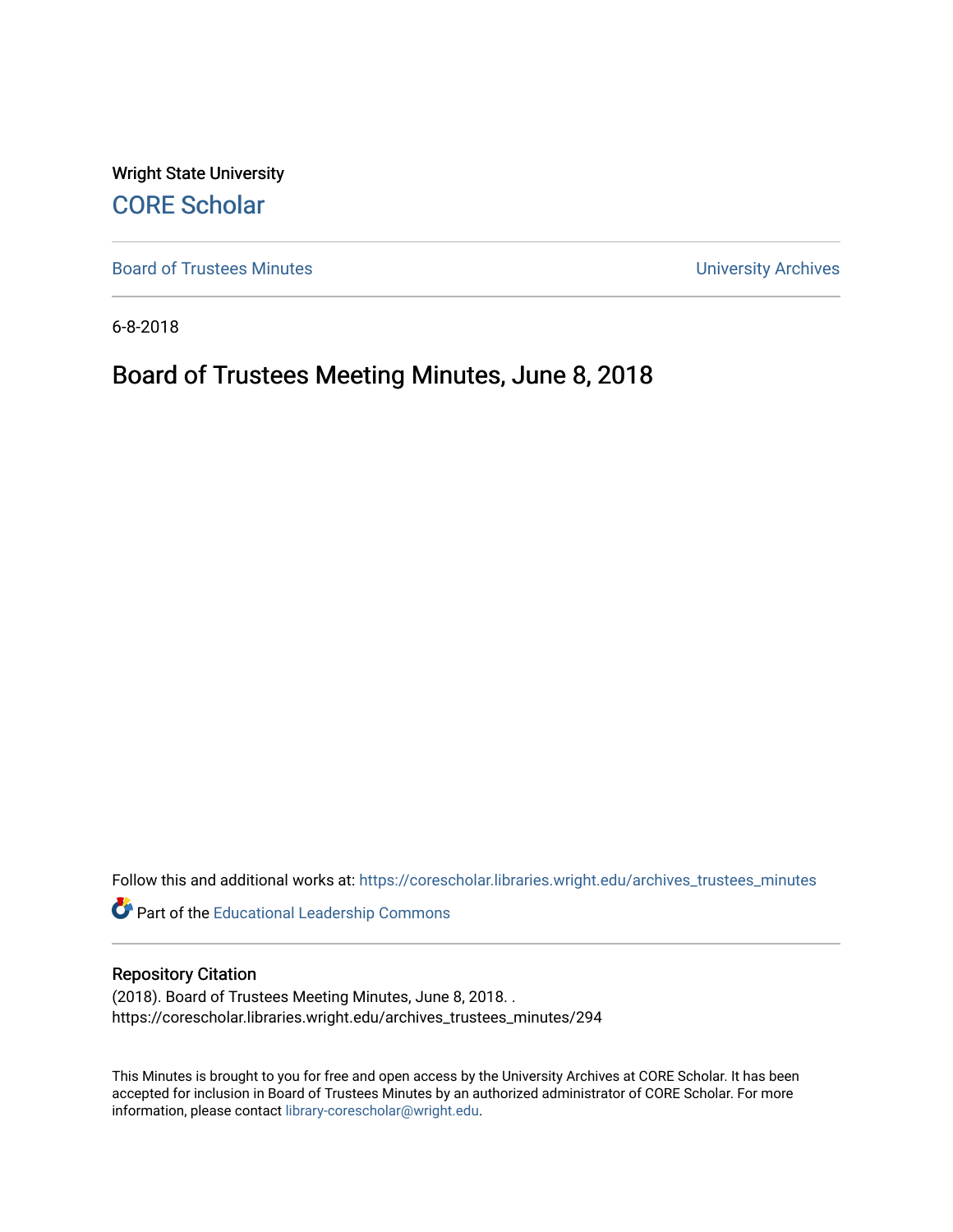Wright State University

CORE Scholar

Board of Trustees Minutes

University Archives

6-8-2018

# Board of Trustees Meeting Minutes, June 8, 2018

Follow this and additional works at: https://corescholar.libraries.wright.edu/archives_trustees_minutes

Part of the Educational Leadership Commons

## Repository Citation

(2018). Board of Trustees Meeting Minutes, June 8, 2018. .
https://corescholar.libraries.wright.edu/archives_trustees_minutes/294

This Minutes is brought to you for free and open access by the University Archives at CORE Scholar. It has been accepted for inclusion in Board of Trustees Minutes by an authorized administrator of CORE Scholar. For more information, please contact library-corescholar@wright.edu.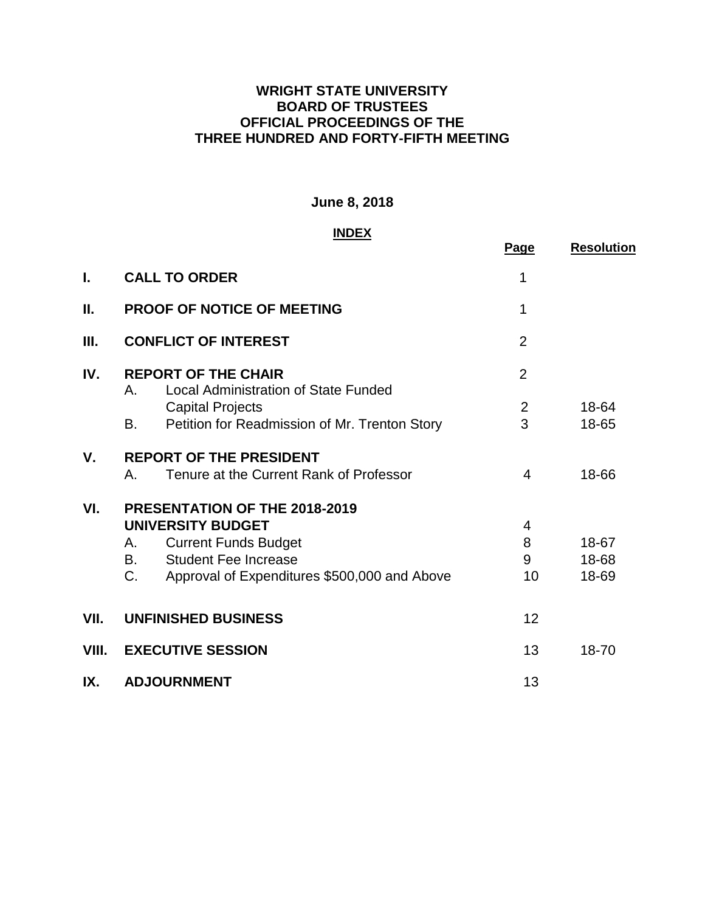# WRIGHT STATE UNIVERSITY
# BOARD OF TRUSTEES
# OFFICIAL PROCEEDINGS OF THE
# THREE HUNDRED AND FORTY-FIFTH MEETING

**June 8, 2018**

**INDEX**

| | | Page | Resolution |
|---|---|---|---|
| **I.** | **CALL TO ORDER** | 1 | |
| **II.** | **PROOF OF NOTICE OF MEETING** | 1 | |
| **III.** | **CONFLICT OF INTEREST** | 2 | |
| **IV.** | **REPORT OF THE CHAIR** | 2 | |
| | A. Local Administration of State Funded Capital Projects | 2 | 18-64 |
| | B. Petition for Readmission of Mr. Trenton Story | 3 | 18-65 |
| **V.** | **REPORT OF THE PRESIDENT** | | |
| | A. Tenure at the Current Rank of Professor | 4 | 18-66 |
| **VI.** | **PRESENTATION OF THE 2018-2019 UNIVERSITY BUDGET** | 4 | |
| | A. Current Funds Budget | 8 | 18-67 |
| | B. Student Fee Increase | 9 | 18-68 |
| | C. Approval of Expenditures $500,000 and Above | 10 | 18-69 |
| **VII.** | **UNFINISHED BUSINESS** | 12 | |
| **VIII.** | **EXECUTIVE SESSION** | 13 | 18-70 |
| **IX.** | **ADJOURNMENT** | 13 | |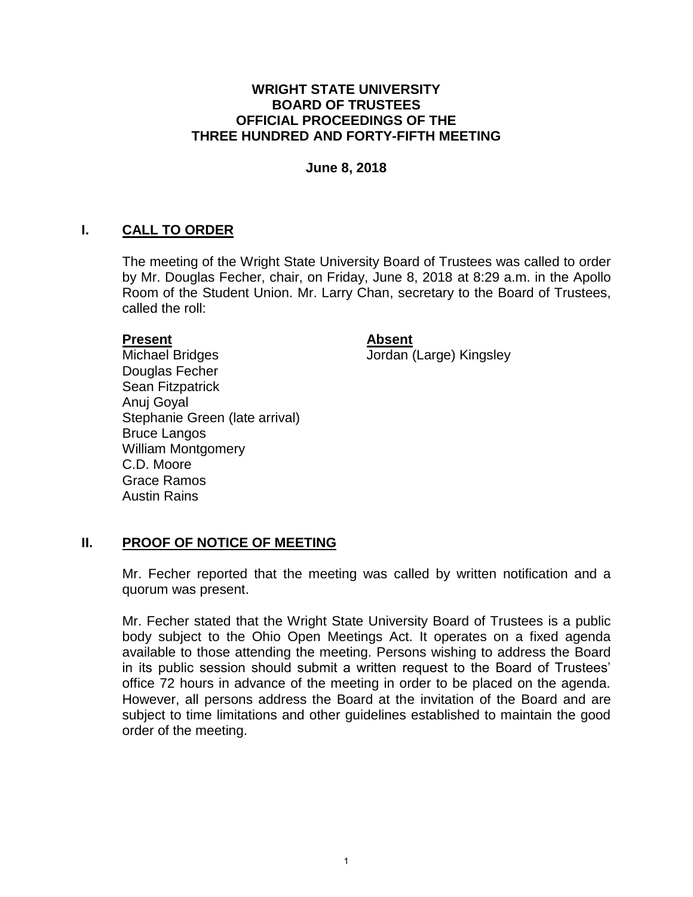# WRIGHT STATE UNIVERSITY
# BOARD OF TRUSTEES
# OFFICIAL PROCEEDINGS OF THE
# THREE HUNDRED AND FORTY-FIFTH MEETING

**June 8, 2018**

## I. CALL TO ORDER

The meeting of the Wright State University Board of Trustees was called to order by Mr. Douglas Fecher, chair, on Friday, June 8, 2018 at 8:29 a.m. in the Apollo Room of the Student Union. Mr. Larry Chan, secretary to the Board of Trustees, called the roll:

| **Present** | **Absent** |
|---|---|
| Michael Bridges | Jordan (Large) Kingsley |
| Douglas Fecher | |
| Sean Fitzpatrick | |
| Anuj Goyal | |
| Stephanie Green (late arrival) | |
| Bruce Langos | |
| William Montgomery | |
| C.D. Moore | |
| Grace Ramos | |
| Austin Rains | |

## II. PROOF OF NOTICE OF MEETING

Mr. Fecher reported that the meeting was called by written notification and a quorum was present.

Mr. Fecher stated that the Wright State University Board of Trustees is a public body subject to the Ohio Open Meetings Act. It operates on a fixed agenda available to those attending the meeting. Persons wishing to address the Board in its public session should submit a written request to the Board of Trustees' office 72 hours in advance of the meeting in order to be placed on the agenda. However, all persons address the Board at the invitation of the Board and are subject to time limitations and other guidelines established to maintain the good order of the meeting.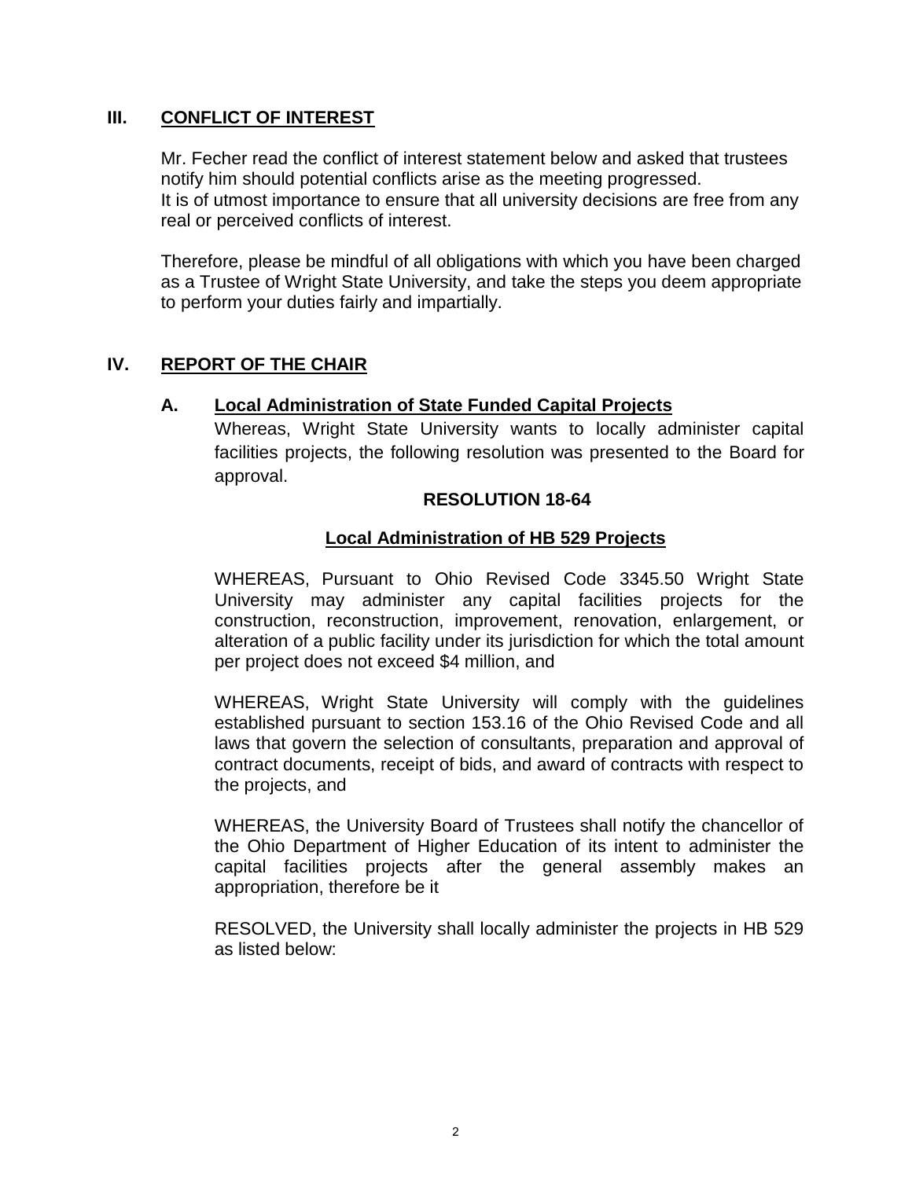## III. CONFLICT OF INTEREST

Mr. Fecher read the conflict of interest statement below and asked that trustees notify him should potential conflicts arise as the meeting progressed.
It is of utmost importance to ensure that all university decisions are free from any real or perceived conflicts of interest.

Therefore, please be mindful of all obligations with which you have been charged as a Trustee of Wright State University, and take the steps you deem appropriate to perform your duties fairly and impartially.

## IV. REPORT OF THE CHAIR

### A. Local Administration of State Funded Capital Projects

Whereas, Wright State University wants to locally administer capital facilities projects, the following resolution was presented to the Board for approval.

**RESOLUTION 18-64**

**Local Administration of HB 529 Projects**

WHEREAS, Pursuant to Ohio Revised Code 3345.50 Wright State University may administer any capital facilities projects for the construction, reconstruction, improvement, renovation, enlargement, or alteration of a public facility under its jurisdiction for which the total amount per project does not exceed $4 million, and

WHEREAS, Wright State University will comply with the guidelines established pursuant to section 153.16 of the Ohio Revised Code and all laws that govern the selection of consultants, preparation and approval of contract documents, receipt of bids, and award of contracts with respect to the projects, and

WHEREAS, the University Board of Trustees shall notify the chancellor of the Ohio Department of Higher Education of its intent to administer the capital facilities projects after the general assembly makes an appropriation, therefore be it

RESOLVED, the University shall locally administer the projects in HB 529 as listed below: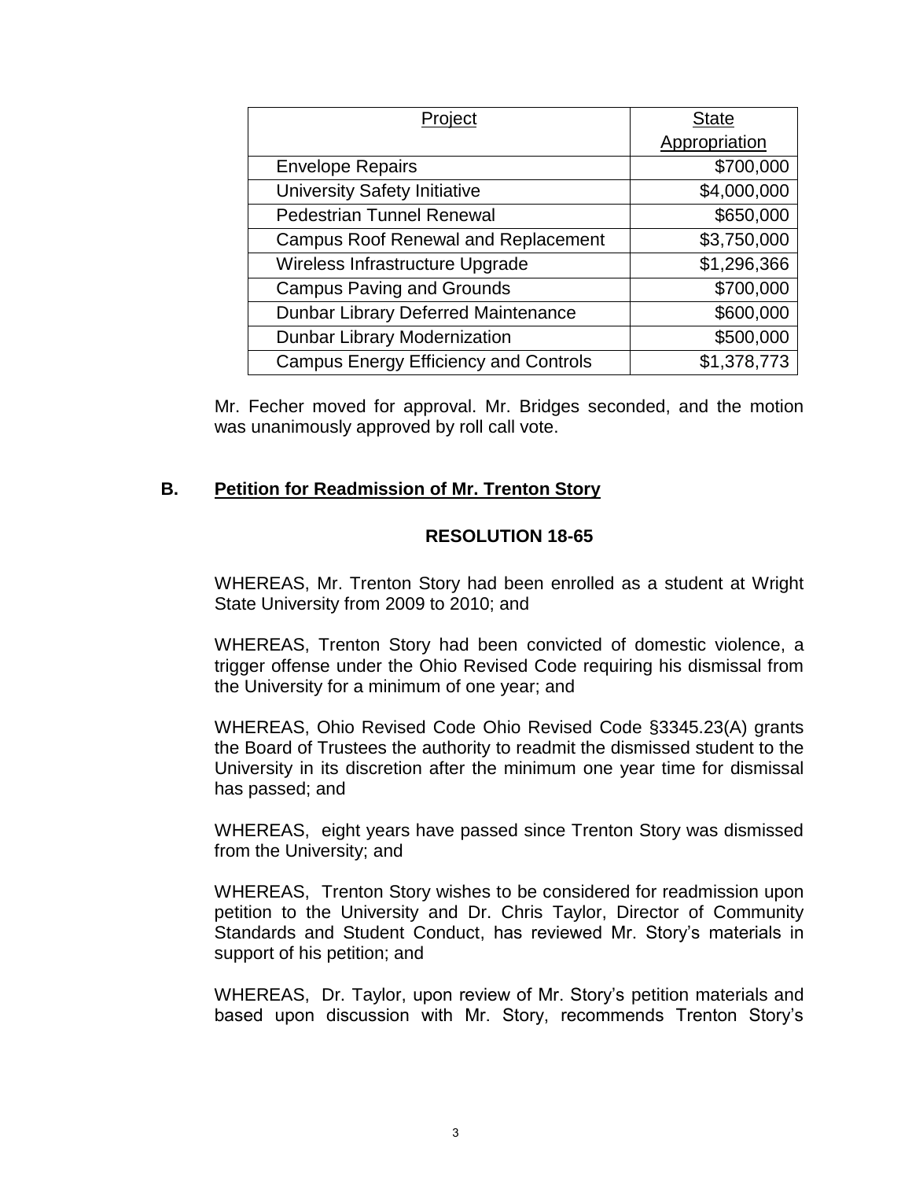| Project | State Appropriation |
|---|---|
| Envelope Repairs | \$700,000 |
| University Safety Initiative | \$4,000,000 |
| Pedestrian Tunnel Renewal | \$650,000 |
| Campus Roof Renewal and Replacement | \$3,750,000 |
| Wireless Infrastructure Upgrade | \$1,296,366 |
| Campus Paving and Grounds | \$700,000 |
| Dunbar Library Deferred Maintenance | \$600,000 |
| Dunbar Library Modernization | \$500,000 |
| Campus Energy Efficiency and Controls | \$1,378,773 |

Mr. Fecher moved for approval. Mr. Bridges seconded, and the motion was unanimously approved by roll call vote.

## B. Petition for Readmission of Mr. Trenton Story

### RESOLUTION 18-65

WHEREAS, Mr. Trenton Story had been enrolled as a student at Wright State University from 2009 to 2010; and

WHEREAS, Trenton Story had been convicted of domestic violence, a trigger offense under the Ohio Revised Code requiring his dismissal from the University for a minimum of one year; and

WHEREAS, Ohio Revised Code Ohio Revised Code §3345.23(A) grants the Board of Trustees the authority to readmit the dismissed student to the University in its discretion after the minimum one year time for dismissal has passed; and

WHEREAS, eight years have passed since Trenton Story was dismissed from the University; and

WHEREAS, Trenton Story wishes to be considered for readmission upon petition to the University and Dr. Chris Taylor, Director of Community Standards and Student Conduct, has reviewed Mr. Story's materials in support of his petition; and

WHEREAS, Dr. Taylor, upon review of Mr. Story's petition materials and based upon discussion with Mr. Story, recommends Trenton Story's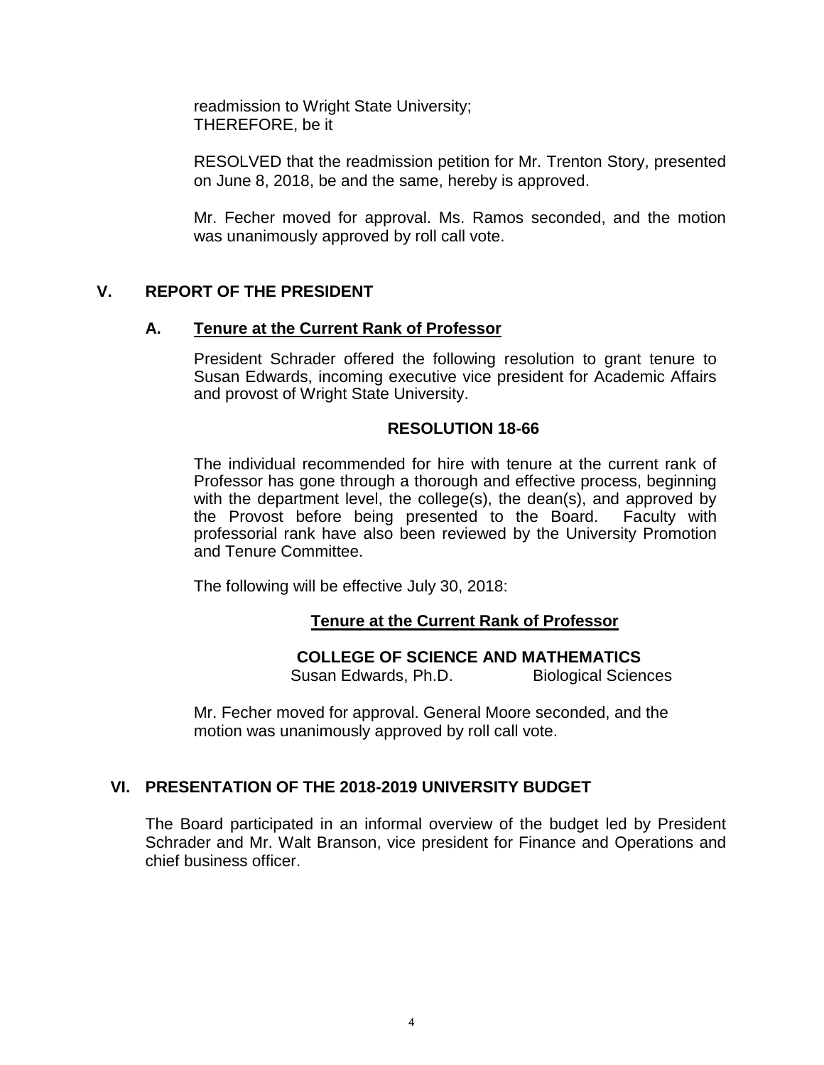readmission to Wright State University;
THEREFORE, be it

RESOLVED that the readmission petition for Mr. Trenton Story, presented on June 8, 2018, be and the same, hereby is approved.

Mr. Fecher moved for approval. Ms. Ramos seconded, and the motion was unanimously approved by roll call vote.

## V. REPORT OF THE PRESIDENT

### A. Tenure at the Current Rank of Professor

President Schrader offered the following resolution to grant tenure to Susan Edwards, incoming executive vice president for Academic Affairs and provost of Wright State University.

**RESOLUTION 18-66**

The individual recommended for hire with tenure at the current rank of Professor has gone through a thorough and effective process, beginning with the department level, the college(s), the dean(s), and approved by the Provost before being presented to the Board. Faculty with professorial rank have also been reviewed by the University Promotion and Tenure Committee.

The following will be effective July 30, 2018:

**Tenure at the Current Rank of Professor**

**COLLEGE OF SCIENCE AND MATHEMATICS**

Susan Edwards, Ph.D. — Biological Sciences

Mr. Fecher moved for approval. General Moore seconded, and the motion was unanimously approved by roll call vote.

## VI. PRESENTATION OF THE 2018-2019 UNIVERSITY BUDGET

The Board participated in an informal overview of the budget led by President Schrader and Mr. Walt Branson, vice president for Finance and Operations and chief business officer.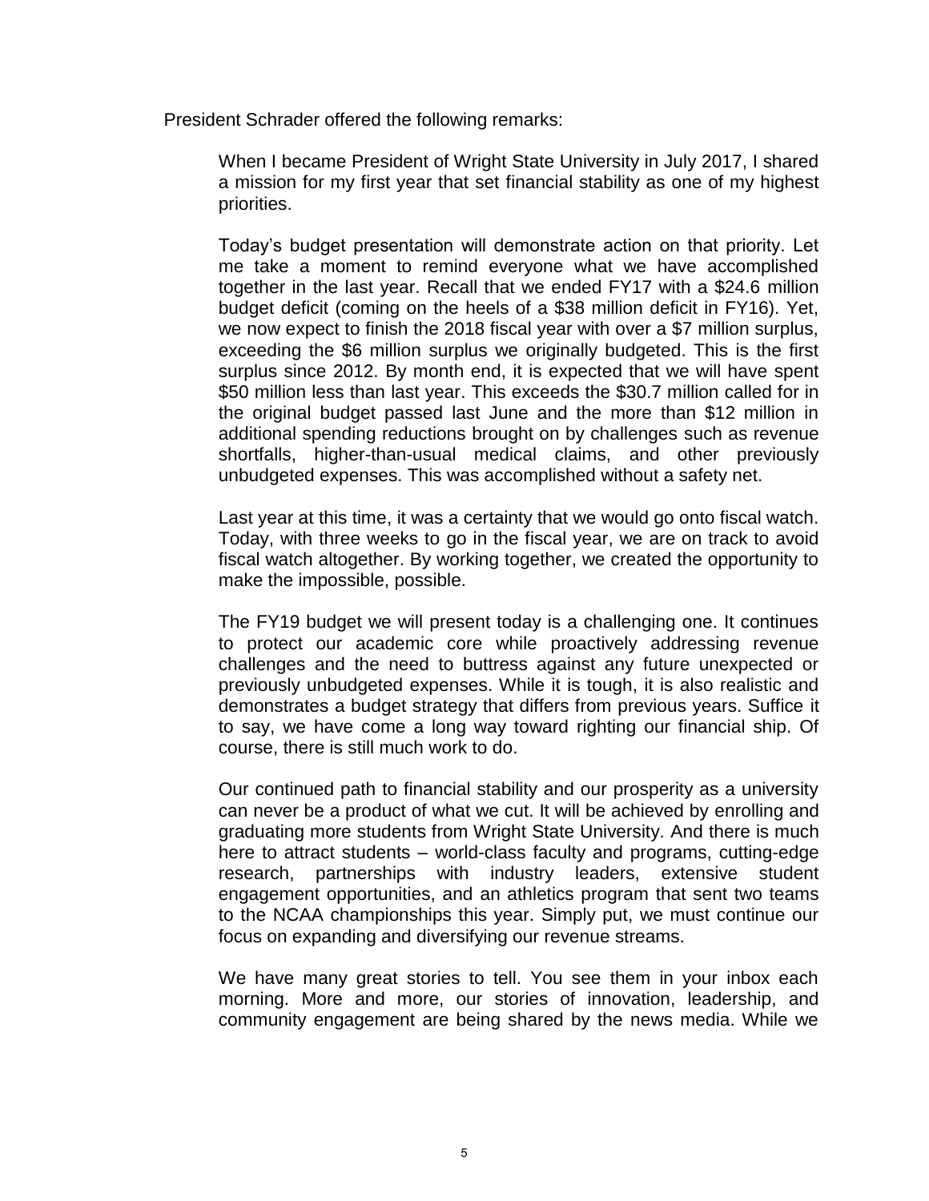President Schrader offered the following remarks:

When I became President of Wright State University in July 2017, I shared a mission for my first year that set financial stability as one of my highest priorities.

Today's budget presentation will demonstrate action on that priority. Let me take a moment to remind everyone what we have accomplished together in the last year. Recall that we ended FY17 with a $24.6 million budget deficit (coming on the heels of a $38 million deficit in FY16). Yet, we now expect to finish the 2018 fiscal year with over a $7 million surplus, exceeding the $6 million surplus we originally budgeted. This is the first surplus since 2012. By month end, it is expected that we will have spent $50 million less than last year. This exceeds the $30.7 million called for in the original budget passed last June and the more than $12 million in additional spending reductions brought on by challenges such as revenue shortfalls, higher-than-usual medical claims, and other previously unbudgeted expenses. This was accomplished without a safety net.

Last year at this time, it was a certainty that we would go onto fiscal watch. Today, with three weeks to go in the fiscal year, we are on track to avoid fiscal watch altogether. By working together, we created the opportunity to make the impossible, possible.

The FY19 budget we will present today is a challenging one. It continues to protect our academic core while proactively addressing revenue challenges and the need to buttress against any future unexpected or previously unbudgeted expenses. While it is tough, it is also realistic and demonstrates a budget strategy that differs from previous years. Suffice it to say, we have come a long way toward righting our financial ship. Of course, there is still much work to do.

Our continued path to financial stability and our prosperity as a university can never be a product of what we cut. It will be achieved by enrolling and graduating more students from Wright State University. And there is much here to attract students – world-class faculty and programs, cutting-edge research, partnerships with industry leaders, extensive student engagement opportunities, and an athletics program that sent two teams to the NCAA championships this year. Simply put, we must continue our focus on expanding and diversifying our revenue streams.

We have many great stories to tell. You see them in your inbox each morning. More and more, our stories of innovation, leadership, and community engagement are being shared by the news media. While we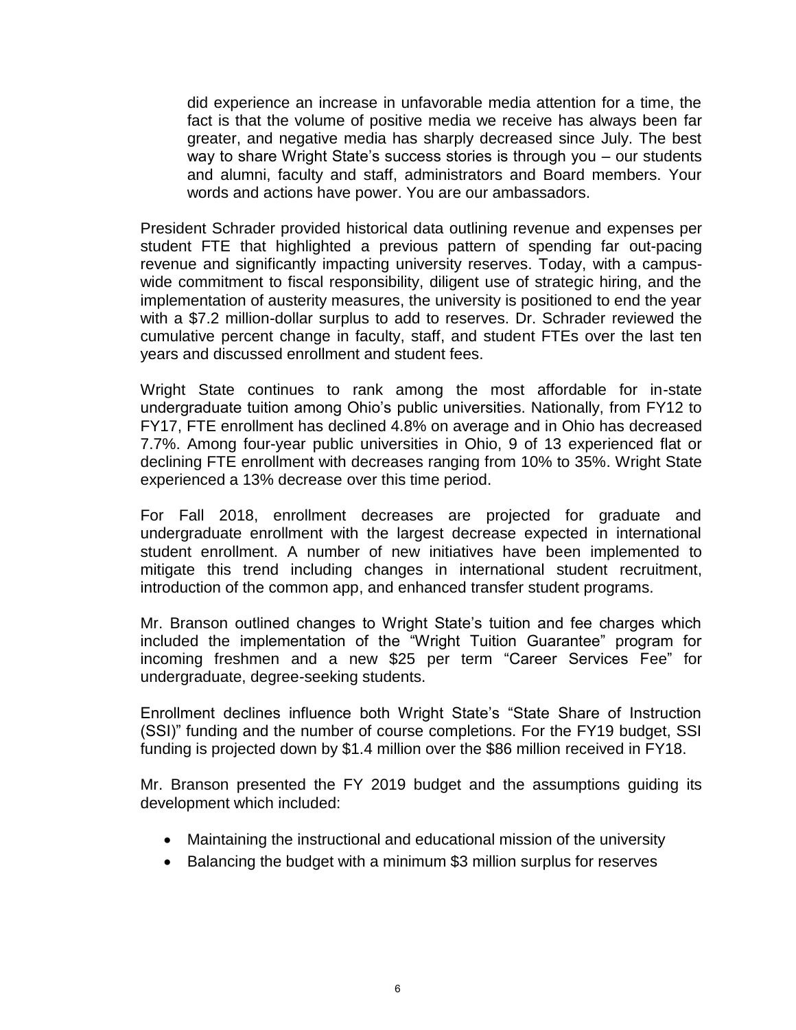did experience an increase in unfavorable media attention for a time, the fact is that the volume of positive media we receive has always been far greater, and negative media has sharply decreased since July. The best way to share Wright State's success stories is through you – our students and alumni, faculty and staff, administrators and Board members. Your words and actions have power. You are our ambassadors.

President Schrader provided historical data outlining revenue and expenses per student FTE that highlighted a previous pattern of spending far out-pacing revenue and significantly impacting university reserves. Today, with a campus-wide commitment to fiscal responsibility, diligent use of strategic hiring, and the implementation of austerity measures, the university is positioned to end the year with a $7.2 million-dollar surplus to add to reserves. Dr. Schrader reviewed the cumulative percent change in faculty, staff, and student FTEs over the last ten years and discussed enrollment and student fees.

Wright State continues to rank among the most affordable for in-state undergraduate tuition among Ohio's public universities. Nationally, from FY12 to FY17, FTE enrollment has declined 4.8% on average and in Ohio has decreased 7.7%. Among four-year public universities in Ohio, 9 of 13 experienced flat or declining FTE enrollment with decreases ranging from 10% to 35%. Wright State experienced a 13% decrease over this time period.

For Fall 2018, enrollment decreases are projected for graduate and undergraduate enrollment with the largest decrease expected in international student enrollment. A number of new initiatives have been implemented to mitigate this trend including changes in international student recruitment, introduction of the common app, and enhanced transfer student programs.

Mr. Branson outlined changes to Wright State's tuition and fee charges which included the implementation of the "Wright Tuition Guarantee" program for incoming freshmen and a new $25 per term "Career Services Fee" for undergraduate, degree-seeking students.

Enrollment declines influence both Wright State's "State Share of Instruction (SSI)" funding and the number of course completions. For the FY19 budget, SSI funding is projected down by $1.4 million over the $86 million received in FY18.

Mr. Branson presented the FY 2019 budget and the assumptions guiding its development which included:

- Maintaining the instructional and educational mission of the university
- Balancing the budget with a minimum $3 million surplus for reserves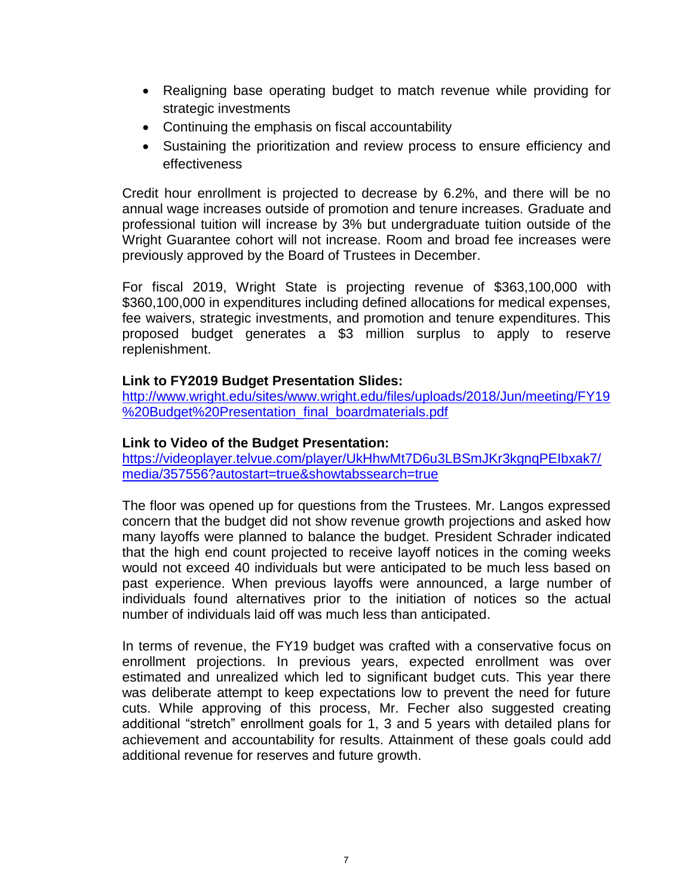- Realigning base operating budget to match revenue while providing for strategic investments
- Continuing the emphasis on fiscal accountability
- Sustaining the prioritization and review process to ensure efficiency and effectiveness

Credit hour enrollment is projected to decrease by 6.2%, and there will be no annual wage increases outside of promotion and tenure increases. Graduate and professional tuition will increase by 3% but undergraduate tuition outside of the Wright Guarantee cohort will not increase. Room and broad fee increases were previously approved by the Board of Trustees in December.

For fiscal 2019, Wright State is projecting revenue of $363,100,000 with $360,100,000 in expenditures including defined allocations for medical expenses, fee waivers, strategic investments, and promotion and tenure expenditures. This proposed budget generates a $3 million surplus to apply to reserve replenishment.

**Link to FY2019 Budget Presentation Slides:**
http://www.wright.edu/sites/www.wright.edu/files/uploads/2018/Jun/meeting/FY19%20Budget%20Presentation_final_boardmaterials.pdf

**Link to Video of the Budget Presentation:**
https://videoplayer.telvue.com/player/UkHhwMt7D6u3LBSmJKr3kgnqPEIbxak7/media/357556?autostart=true&showtabssearch=true

The floor was opened up for questions from the Trustees. Mr. Langos expressed concern that the budget did not show revenue growth projections and asked how many layoffs were planned to balance the budget. President Schrader indicated that the high end count projected to receive layoff notices in the coming weeks would not exceed 40 individuals but were anticipated to be much less based on past experience. When previous layoffs were announced, a large number of individuals found alternatives prior to the initiation of notices so the actual number of individuals laid off was much less than anticipated.

In terms of revenue, the FY19 budget was crafted with a conservative focus on enrollment projections. In previous years, expected enrollment was over estimated and unrealized which led to significant budget cuts. This year there was deliberate attempt to keep expectations low to prevent the need for future cuts. While approving of this process, Mr. Fecher also suggested creating additional "stretch" enrollment goals for 1, 3 and 5 years with detailed plans for achievement and accountability for results. Attainment of these goals could add additional revenue for reserves and future growth.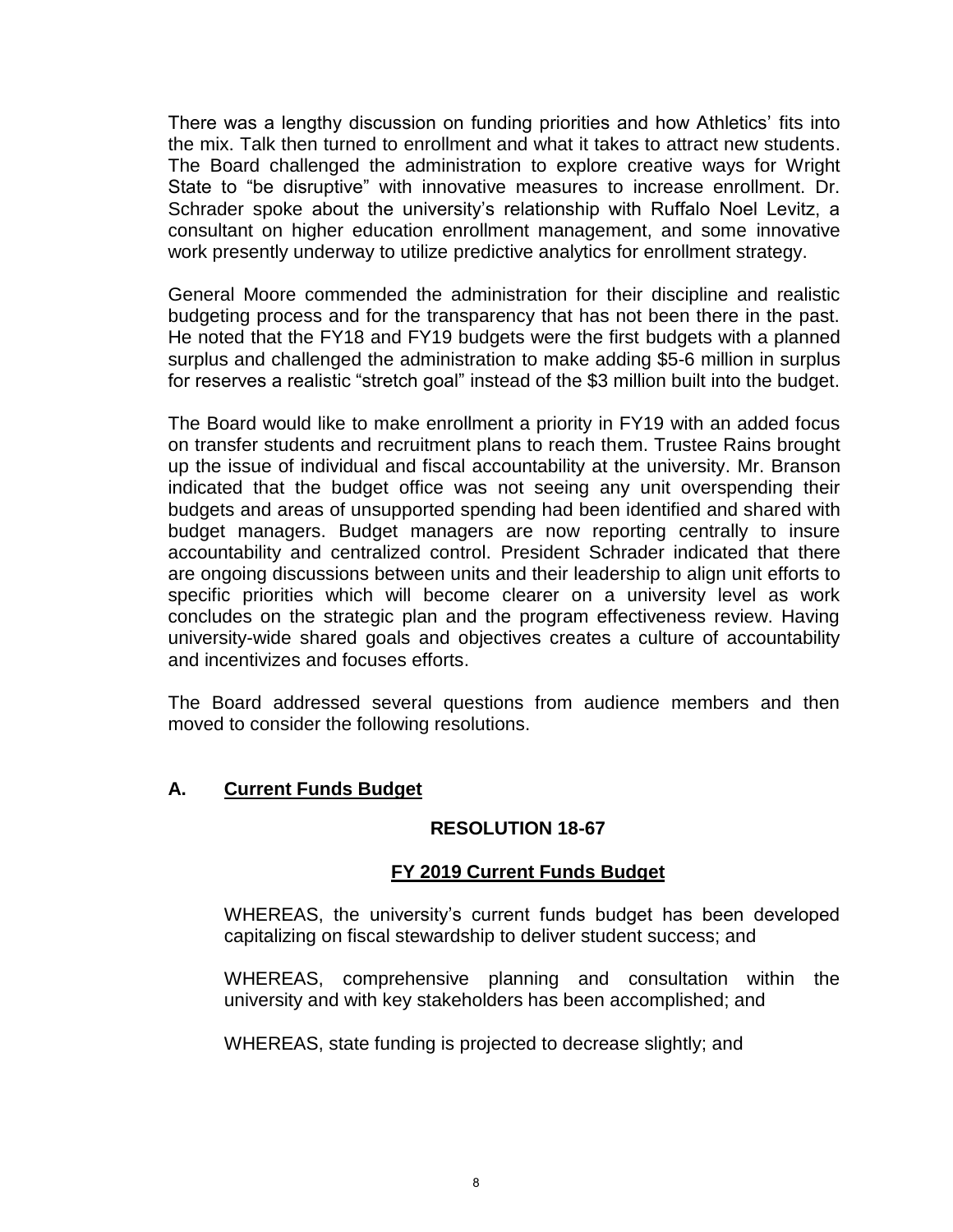There was a lengthy discussion on funding priorities and how Athletics' fits into the mix. Talk then turned to enrollment and what it takes to attract new students. The Board challenged the administration to explore creative ways for Wright State to "be disruptive" with innovative measures to increase enrollment. Dr. Schrader spoke about the university's relationship with Ruffalo Noel Levitz, a consultant on higher education enrollment management, and some innovative work presently underway to utilize predictive analytics for enrollment strategy.

General Moore commended the administration for their discipline and realistic budgeting process and for the transparency that has not been there in the past. He noted that the FY18 and FY19 budgets were the first budgets with a planned surplus and challenged the administration to make adding $5-6 million in surplus for reserves a realistic "stretch goal" instead of the $3 million built into the budget.

The Board would like to make enrollment a priority in FY19 with an added focus on transfer students and recruitment plans to reach them. Trustee Rains brought up the issue of individual and fiscal accountability at the university. Mr. Branson indicated that the budget office was not seeing any unit overspending their budgets and areas of unsupported spending had been identified and shared with budget managers. Budget managers are now reporting centrally to insure accountability and centralized control. President Schrader indicated that there are ongoing discussions between units and their leadership to align unit efforts to specific priorities which will become clearer on a university level as work concludes on the strategic plan and the program effectiveness review. Having university-wide shared goals and objectives creates a culture of accountability and incentivizes and focuses efforts.

The Board addressed several questions from audience members and then moved to consider the following resolutions.

## A. <u>Current Funds Budget</u>

**RESOLUTION 18-67**

**<u>FY 2019 Current Funds Budget</u>**

WHEREAS, the university's current funds budget has been developed capitalizing on fiscal stewardship to deliver student success; and

WHEREAS, comprehensive planning and consultation within the university and with key stakeholders has been accomplished; and

WHEREAS, state funding is projected to decrease slightly; and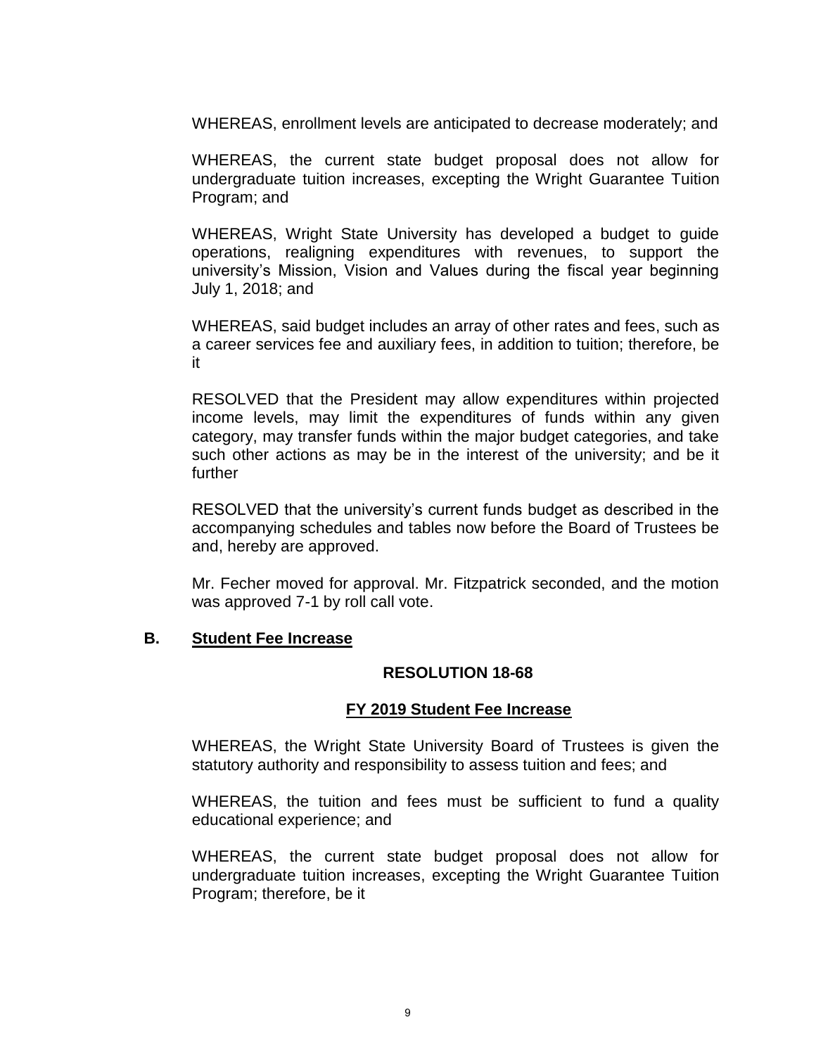WHEREAS, enrollment levels are anticipated to decrease moderately; and

WHEREAS, the current state budget proposal does not allow for undergraduate tuition increases, excepting the Wright Guarantee Tuition Program; and

WHEREAS, Wright State University has developed a budget to guide operations, realigning expenditures with revenues, to support the university's Mission, Vision and Values during the fiscal year beginning July 1, 2018; and

WHEREAS, said budget includes an array of other rates and fees, such as a career services fee and auxiliary fees, in addition to tuition; therefore, be it

RESOLVED that the President may allow expenditures within projected income levels, may limit the expenditures of funds within any given category, may transfer funds within the major budget categories, and take such other actions as may be in the interest of the university; and be it further

RESOLVED that the university's current funds budget as described in the accompanying schedules and tables now before the Board of Trustees be and, hereby are approved.

Mr. Fecher moved for approval. Mr. Fitzpatrick seconded, and the motion was approved 7-1 by roll call vote.

**B. Student Fee Increase**

**RESOLUTION 18-68**

**FY 2019 Student Fee Increase**

WHEREAS, the Wright State University Board of Trustees is given the statutory authority and responsibility to assess tuition and fees; and

WHEREAS, the tuition and fees must be sufficient to fund a quality educational experience; and

WHEREAS, the current state budget proposal does not allow for undergraduate tuition increases, excepting the Wright Guarantee Tuition Program; therefore, be it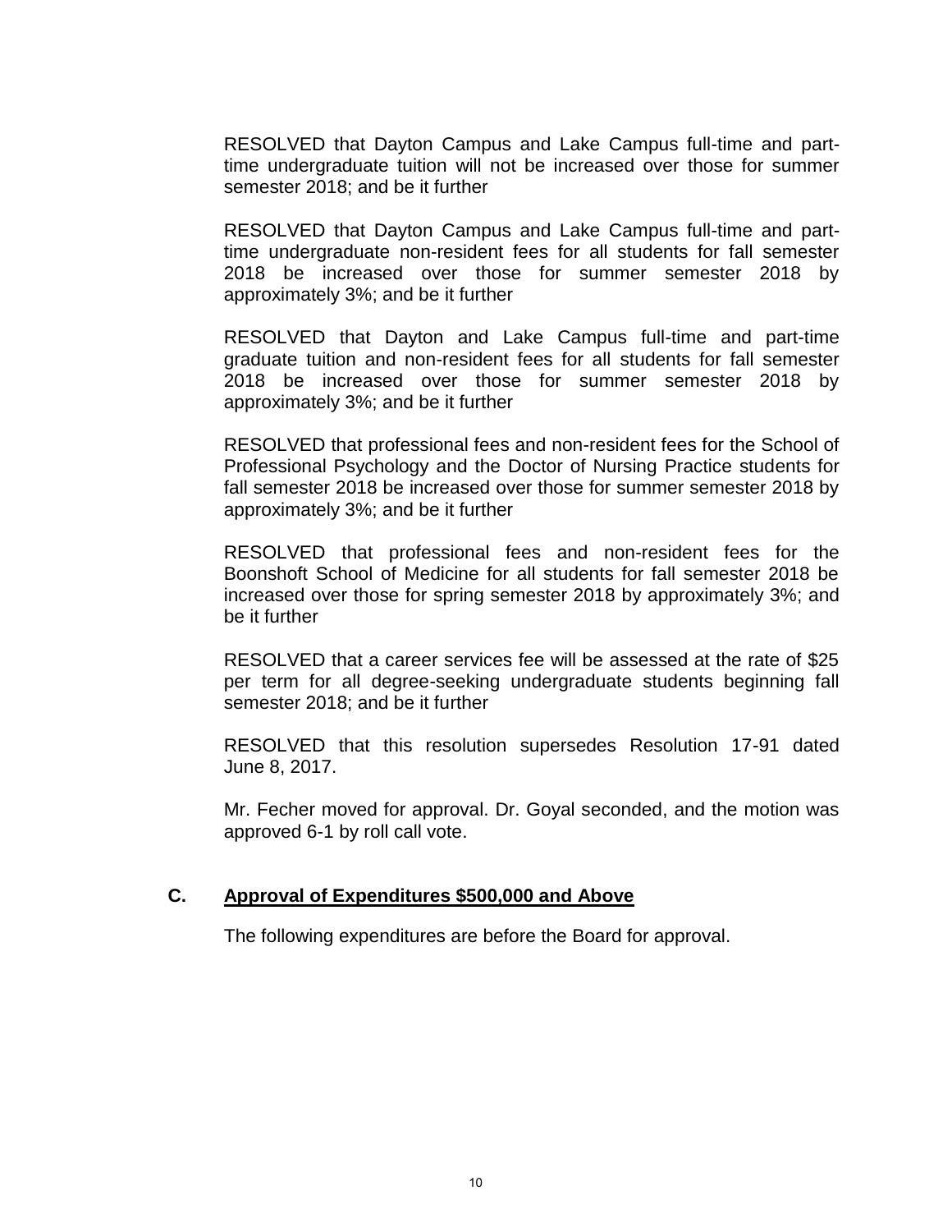RESOLVED that Dayton Campus and Lake Campus full-time and part-time undergraduate tuition will not be increased over those for summer semester 2018; and be it further

RESOLVED that Dayton Campus and Lake Campus full-time and part-time undergraduate non-resident fees for all students for fall semester 2018 be increased over those for summer semester 2018 by approximately 3%; and be it further

RESOLVED that Dayton and Lake Campus full-time and part-time graduate tuition and non-resident fees for all students for fall semester 2018 be increased over those for summer semester 2018 by approximately 3%; and be it further

RESOLVED that professional fees and non-resident fees for the School of Professional Psychology and the Doctor of Nursing Practice students for fall semester 2018 be increased over those for summer semester 2018 by approximately 3%; and be it further

RESOLVED that professional fees and non-resident fees for the Boonshoft School of Medicine for all students for fall semester 2018 be increased over those for spring semester 2018 by approximately 3%; and be it further

RESOLVED that a career services fee will be assessed at the rate of $25 per term for all degree-seeking undergraduate students beginning fall semester 2018; and be it further

RESOLVED that this resolution supersedes Resolution 17-91 dated June 8, 2017.

Mr. Fecher moved for approval. Dr. Goyal seconded, and the motion was approved 6-1 by roll call vote.

## C. **Approval of Expenditures $500,000 and Above**

The following expenditures are before the Board for approval.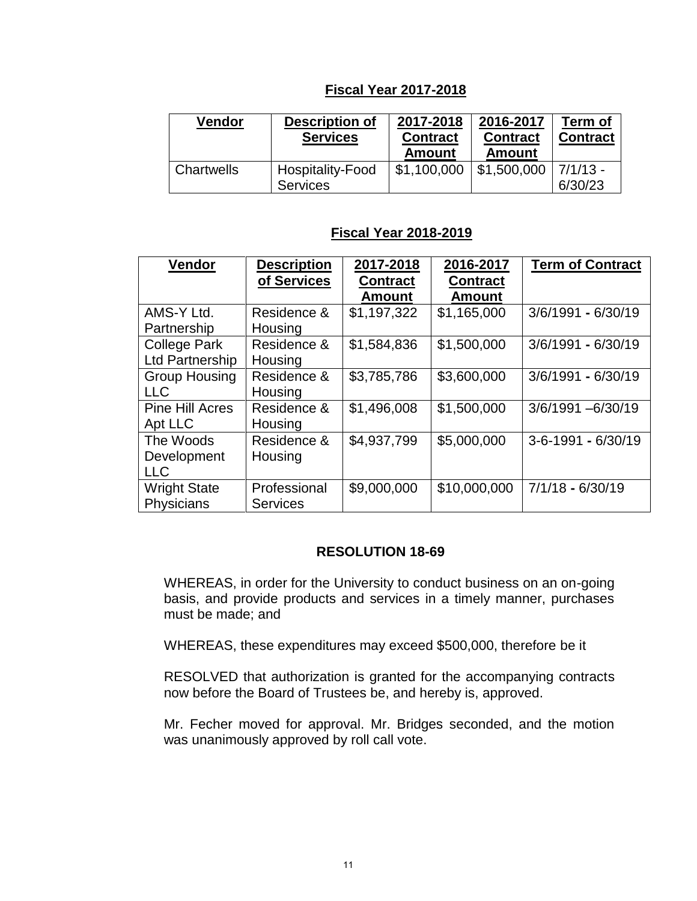**Fiscal Year 2017-2018**

| Vendor | Description of Services | 2017-2018 Contract Amount | 2016-2017 Contract Amount | Term of Contract |
|---|---|---|---|---|
| Chartwells | Hospitality-Food Services | $1,100,000 | $1,500,000 | 7/1/13 - 6/30/23 |

**Fiscal Year 2018-2019**

| Vendor | Description of Services | 2017-2018 Contract Amount | 2016-2017 Contract Amount | Term of Contract |
|---|---|---|---|---|
| AMS-Y Ltd. Partnership | Residence & Housing | $1,197,322 | $1,165,000 | 3/6/1991 - 6/30/19 |
| College Park Ltd Partnership | Residence & Housing | $1,584,836 | $1,500,000 | 3/6/1991 - 6/30/19 |
| Group Housing LLC | Residence & Housing | $3,785,786 | $3,600,000 | 3/6/1991 - 6/30/19 |
| Pine Hill Acres Apt LLC | Residence & Housing | $1,496,008 | $1,500,000 | 3/6/1991 –6/30/19 |
| The Woods Development LLC | Residence & Housing | $4,937,799 | $5,000,000 | 3-6-1991 - 6/30/19 |
| Wright State Physicians | Professional Services | $9,000,000 | $10,000,000 | 7/1/18 - 6/30/19 |

**RESOLUTION 18-69**

WHEREAS, in order for the University to conduct business on an on-going basis, and provide products and services in a timely manner, purchases must be made; and

WHEREAS, these expenditures may exceed $500,000, therefore be it

RESOLVED that authorization is granted for the accompanying contracts now before the Board of Trustees be, and hereby is, approved.

Mr. Fecher moved for approval. Mr. Bridges seconded, and the motion was unanimously approved by roll call vote.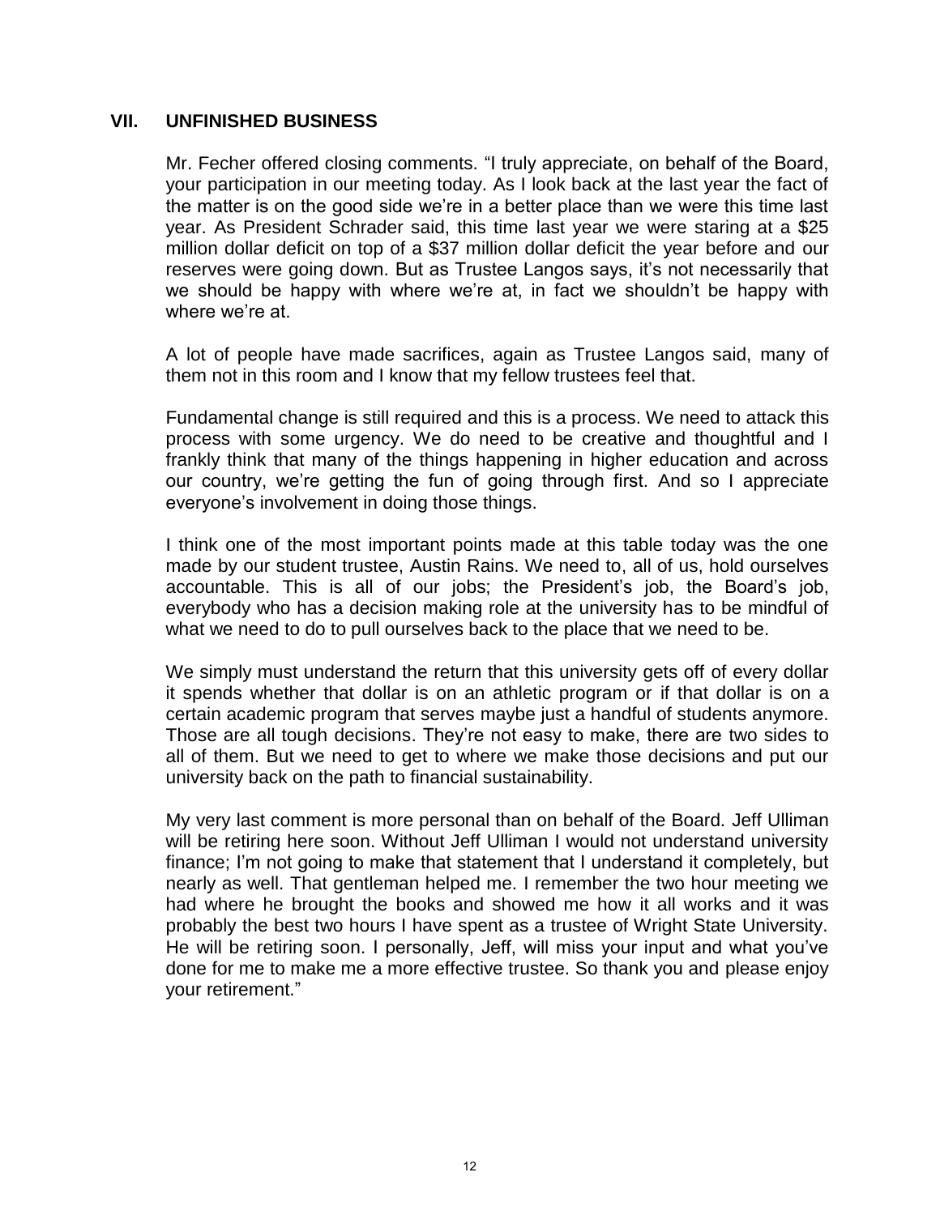## VII. UNFINISHED BUSINESS

Mr. Fecher offered closing comments. "I truly appreciate, on behalf of the Board, your participation in our meeting today. As I look back at the last year the fact of the matter is on the good side we're in a better place than we were this time last year. As President Schrader said, this time last year we were staring at a $25 million dollar deficit on top of a $37 million dollar deficit the year before and our reserves were going down. But as Trustee Langos says, it's not necessarily that we should be happy with where we're at, in fact we shouldn't be happy with where we're at.

A lot of people have made sacrifices, again as Trustee Langos said, many of them not in this room and I know that my fellow trustees feel that.

Fundamental change is still required and this is a process. We need to attack this process with some urgency. We do need to be creative and thoughtful and I frankly think that many of the things happening in higher education and across our country, we're getting the fun of going through first. And so I appreciate everyone's involvement in doing those things.

I think one of the most important points made at this table today was the one made by our student trustee, Austin Rains. We need to, all of us, hold ourselves accountable. This is all of our jobs; the President's job, the Board's job, everybody who has a decision making role at the university has to be mindful of what we need to do to pull ourselves back to the place that we need to be.

We simply must understand the return that this university gets off of every dollar it spends whether that dollar is on an athletic program or if that dollar is on a certain academic program that serves maybe just a handful of students anymore. Those are all tough decisions. They're not easy to make, there are two sides to all of them. But we need to get to where we make those decisions and put our university back on the path to financial sustainability.

My very last comment is more personal than on behalf of the Board. Jeff Ulliman will be retiring here soon. Without Jeff Ulliman I would not understand university finance; I'm not going to make that statement that I understand it completely, but nearly as well. That gentleman helped me. I remember the two hour meeting we had where he brought the books and showed me how it all works and it was probably the best two hours I have spent as a trustee of Wright State University. He will be retiring soon. I personally, Jeff, will miss your input and what you've done for me to make me a more effective trustee. So thank you and please enjoy your retirement."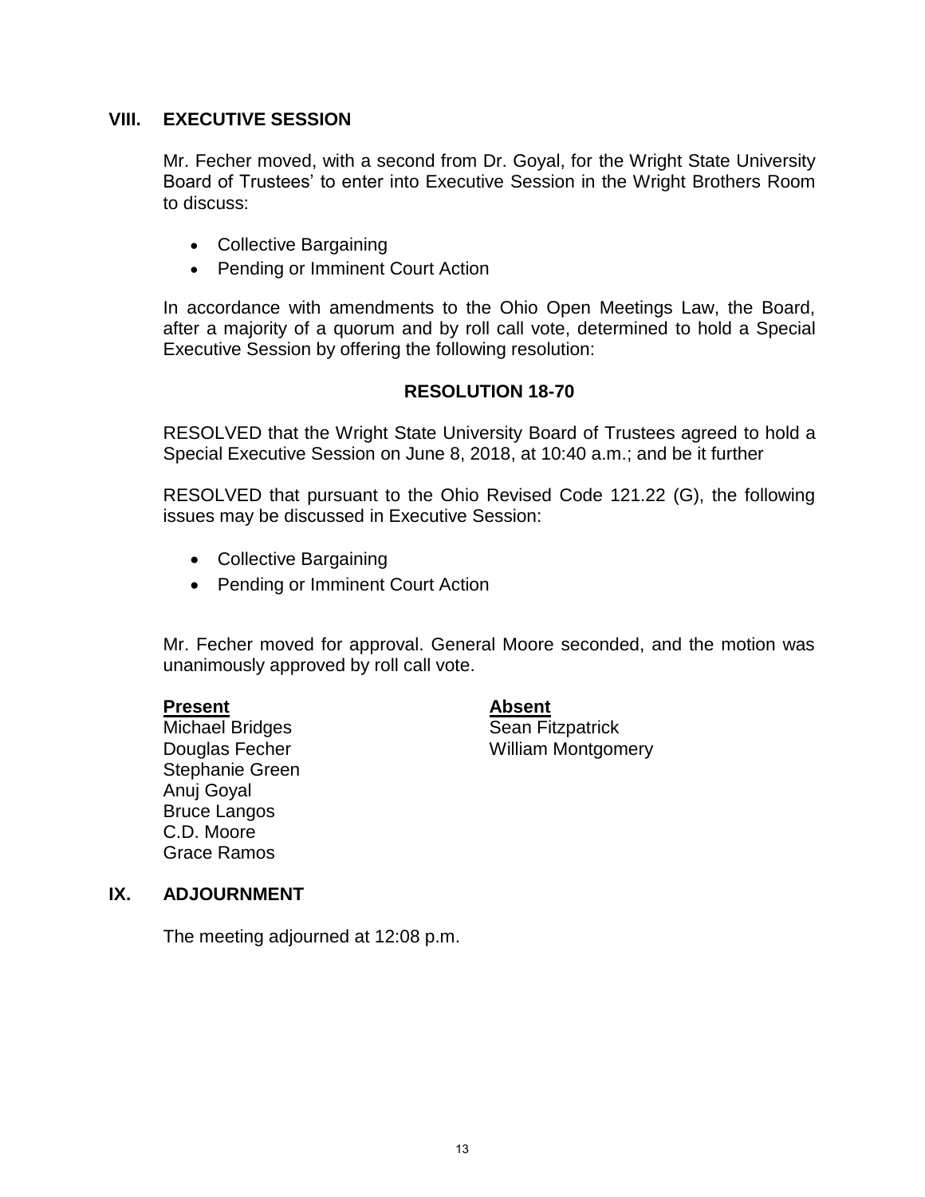## VIII. EXECUTIVE SESSION

Mr. Fecher moved, with a second from Dr. Goyal, for the Wright State University Board of Trustees' to enter into Executive Session in the Wright Brothers Room to discuss:

- Collective Bargaining
- Pending or Imminent Court Action

In accordance with amendments to the Ohio Open Meetings Law, the Board, after a majority of a quorum and by roll call vote, determined to hold a Special Executive Session by offering the following resolution:

**RESOLUTION 18-70**

RESOLVED that the Wright State University Board of Trustees agreed to hold a Special Executive Session on June 8, 2018, at 10:40 a.m.; and be it further

RESOLVED that pursuant to the Ohio Revised Code 121.22 (G), the following issues may be discussed in Executive Session:

- Collective Bargaining
- Pending or Imminent Court Action

Mr. Fecher moved for approval. General Moore seconded, and the motion was unanimously approved by roll call vote.

| **Present** | **Absent** |
| --- | --- |
| Michael Bridges | Sean Fitzpatrick |
| Douglas Fecher | William Montgomery |
| Stephanie Green | |
| Anuj Goyal | |
| Bruce Langos | |
| C.D. Moore | |
| Grace Ramos | |

## IX. ADJOURNMENT

The meeting adjourned at 12:08 p.m.